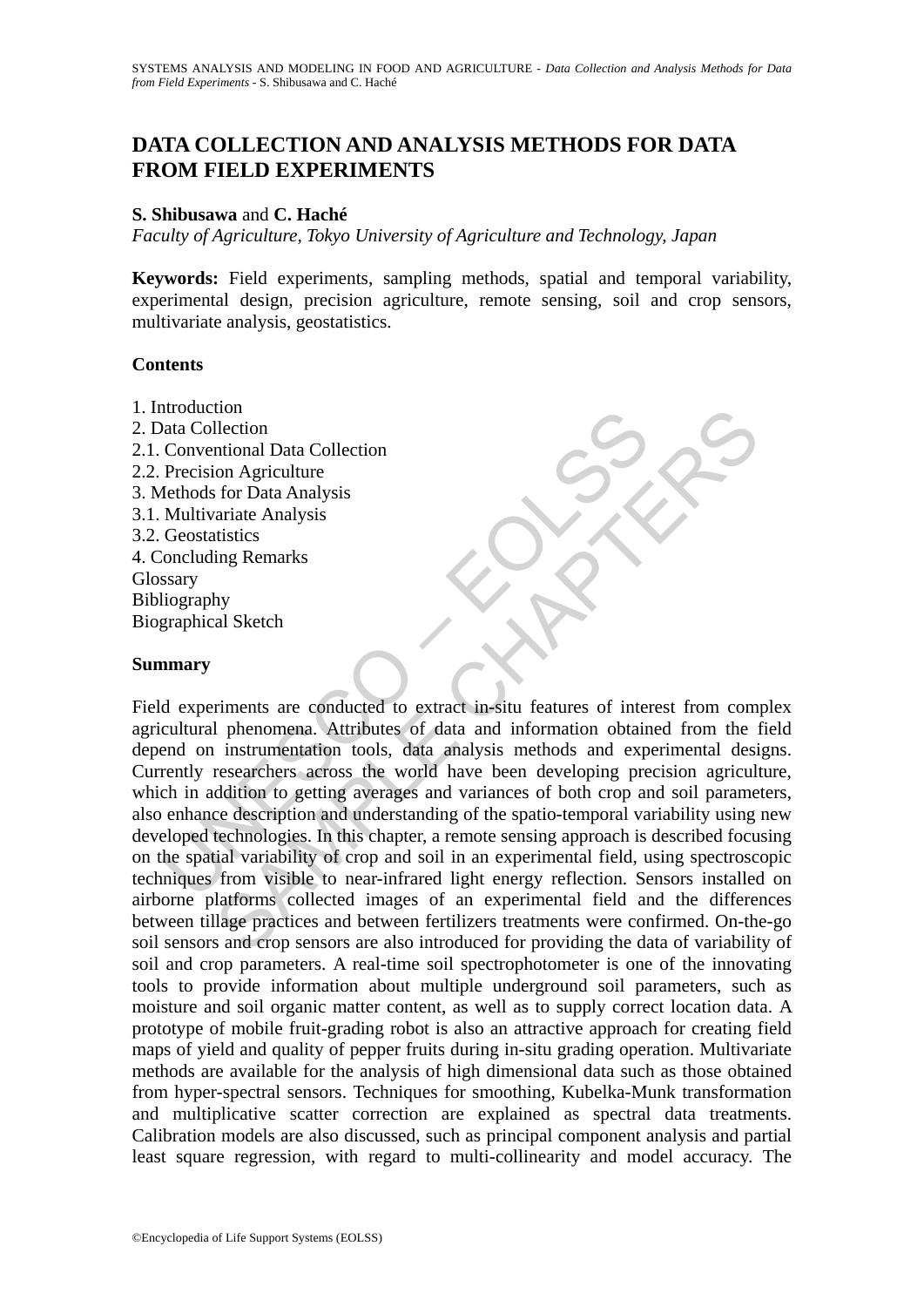# DATA COLLECTION AND ANALYSIS METHODS FOR DATA FROM FIELD EXPERIMENTS

**S. Shibusawa** and **C. Haché**

*Faculty of Agriculture, Tokyo University of Agriculture and Technology, Japan*

**Keywords:** Field experiments, sampling methods, spatial and temporal variability, experimental design, precision agriculture, remote sensing, soil and crop sensors, multivariate analysis, geostatistics.

## Contents

1. Introduction
2. Data Collection
2.1. Conventional Data Collection
2.2. Precision Agriculture
3. Methods for Data Analysis
3.1. Multivariate Analysis
3.2. Geostatistics
4. Concluding Remarks

Glossary
Bibliography
Biographical Sketch

## Summary

Field experiments are conducted to extract in-situ features of interest from complex agricultural phenomena. Attributes of data and information obtained from the field depend on instrumentation tools, data analysis methods and experimental designs. Currently researchers across the world have been developing precision agriculture, which in addition to getting averages and variances of both crop and soil parameters, also enhance description and understanding of the spatio-temporal variability using new developed technologies. In this chapter, a remote sensing approach is described focusing on the spatial variability of crop and soil in an experimental field, using spectroscopic techniques from visible to near-infrared light energy reflection. Sensors installed on airborne platforms collected images of an experimental field and the differences between tillage practices and between fertilizers treatments were confirmed. On-the-go soil sensors and crop sensors are also introduced for providing the data of variability of soil and crop parameters. A real-time soil spectrophotometer is one of the innovating tools to provide information about multiple underground soil parameters, such as moisture and soil organic matter content, as well as to supply correct location data. A prototype of mobile fruit-grading robot is also an attractive approach for creating field maps of yield and quality of pepper fruits during in-situ grading operation. Multivariate methods are available for the analysis of high dimensional data such as those obtained from hyper-spectral sensors. Techniques for smoothing, Kubelka-Munk transformation and multiplicative scatter correction are explained as spectral data treatments. Calibration models are also discussed, such as principal component analysis and partial least square regression, with regard to multi-collinearity and model accuracy. The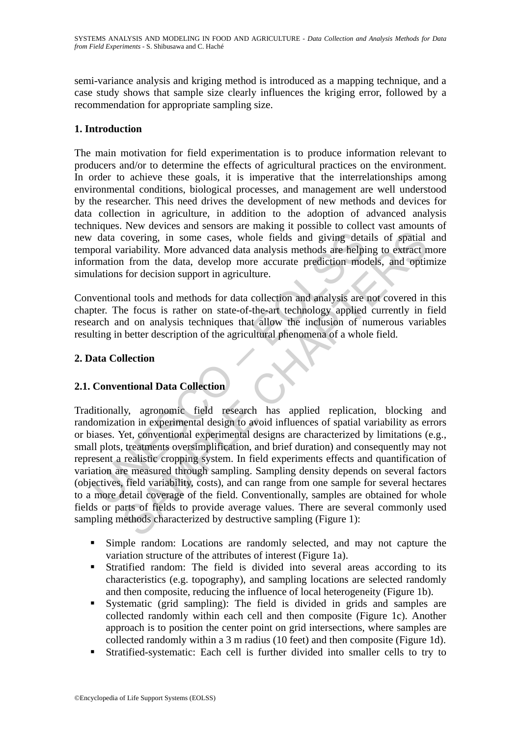semi-variance analysis and kriging method is introduced as a mapping technique, and a case study shows that sample size clearly influences the kriging error, followed by a recommendation for appropriate sampling size.

## 1. Introduction

The main motivation for field experimentation is to produce information relevant to producers and/or to determine the effects of agricultural practices on the environment. In order to achieve these goals, it is imperative that the interrelationships among environmental conditions, biological processes, and management are well understood by the researcher. This need drives the development of new methods and devices for data collection in agriculture, in addition to the adoption of advanced analysis techniques. New devices and sensors are making it possible to collect vast amounts of new data covering, in some cases, whole fields and giving details of spatial and temporal variability. More advanced data analysis methods are helping to extract more information from the data, develop more accurate prediction models, and optimize simulations for decision support in agriculture.

Conventional tools and methods for data collection and analysis are not covered in this chapter. The focus is rather on state-of-the-art technology applied currently in field research and on analysis techniques that allow the inclusion of numerous variables resulting in better description of the agricultural phenomena of a whole field.

## 2. Data Collection

### 2.1. Conventional Data Collection

Traditionally, agronomic field research has applied replication, blocking and randomization in experimental design to avoid influences of spatial variability as errors or biases. Yet, conventional experimental designs are characterized by limitations (e.g., small plots, treatments oversimplification, and brief duration) and consequently may not represent a realistic cropping system. In field experiments effects and quantification of variation are measured through sampling. Sampling density depends on several factors (objectives, field variability, costs), and can range from one sample for several hectares to a more detail coverage of the field. Conventionally, samples are obtained for whole fields or parts of fields to provide average values. There are several commonly used sampling methods characterized by destructive sampling (Figure 1):

- Simple random: Locations are randomly selected, and may not capture the variation structure of the attributes of interest (Figure 1a).
- Stratified random: The field is divided into several areas according to its characteristics (e.g. topography), and sampling locations are selected randomly and then composite, reducing the influence of local heterogeneity (Figure 1b).
- Systematic (grid sampling): The field is divided in grids and samples are collected randomly within each cell and then composite (Figure 1c). Another approach is to position the center point on grid intersections, where samples are collected randomly within a 3 m radius (10 feet) and then composite (Figure 1d).
- Stratified-systematic: Each cell is further divided into smaller cells to try to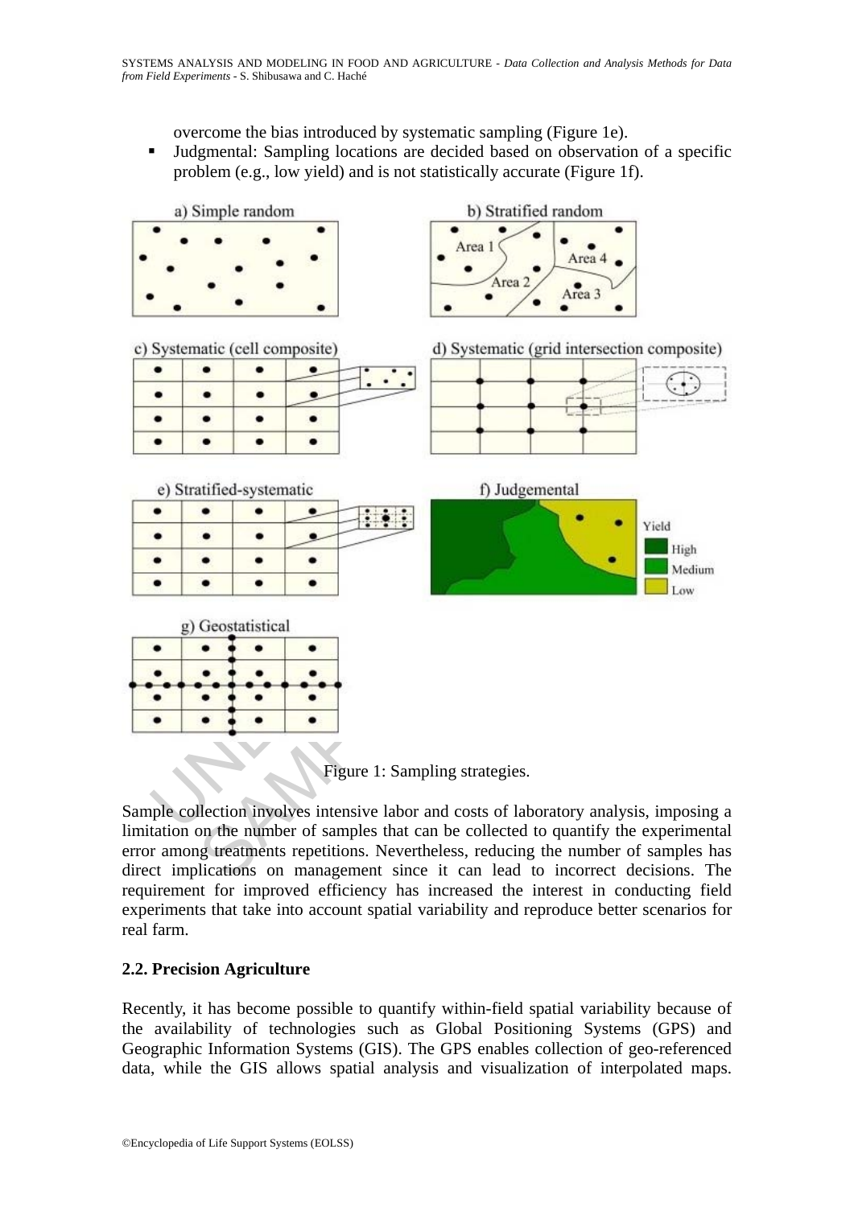overcome the bias introduced by systematic sampling (Figure 1e).

- Judgmental: Sampling locations are decided based on observation of a specific problem (e.g., low yield) and is not statistically accurate (Figure 1f).

Figure 1: Sampling strategies.

Sample collection involves intensive labor and costs of laboratory analysis, imposing a limitation on the number of samples that can be collected to quantify the experimental error among treatments repetitions. Nevertheless, reducing the number of samples has direct implications on management since it can lead to incorrect decisions. The requirement for improved efficiency has increased the interest in conducting field experiments that take into account spatial variability and reproduce better scenarios for real farm.

### 2.2. Precision Agriculture

Recently, it has become possible to quantify within-field spatial variability because of the availability of technologies such as Global Positioning Systems (GPS) and Geographic Information Systems (GIS). The GPS enables collection of geo-referenced data, while the GIS allows spatial analysis and visualization of interpolated maps.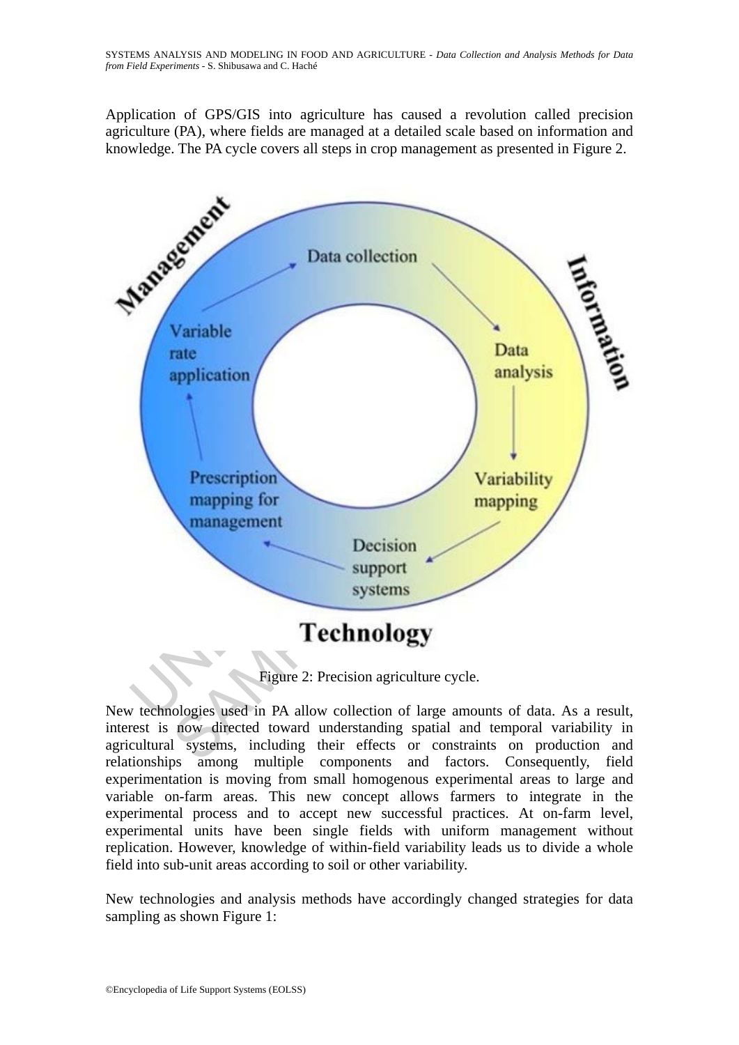Application of GPS/GIS into agriculture has caused a revolution called precision agriculture (PA), where fields are managed at a detailed scale based on information and knowledge. The PA cycle covers all steps in crop management as presented in Figure 2.

Figure 2: Precision agriculture cycle.

New technologies used in PA allow collection of large amounts of data. As a result, interest is now directed toward understanding spatial and temporal variability in agricultural systems, including their effects or constraints on production and relationships among multiple components and factors. Consequently, field experimentation is moving from small homogenous experimental areas to large and variable on-farm areas. This new concept allows farmers to integrate in the experimental process and to accept new successful practices. At on-farm level, experimental units have been single fields with uniform management without replication. However, knowledge of within-field variability leads us to divide a whole field into sub-unit areas according to soil or other variability.

New technologies and analysis methods have accordingly changed strategies for data sampling as shown Figure 1: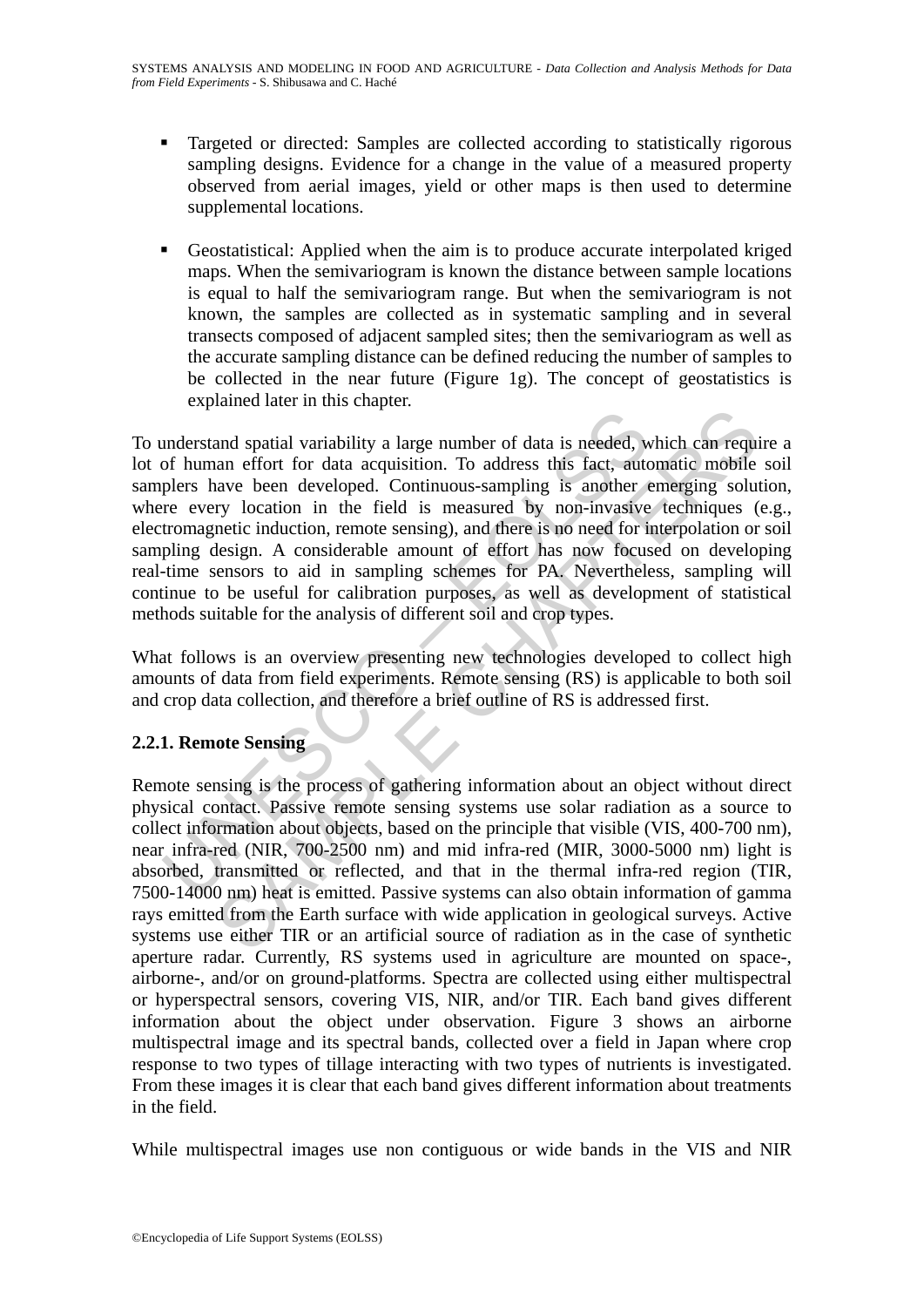- Targeted or directed: Samples are collected according to statistically rigorous sampling designs. Evidence for a change in the value of a measured property observed from aerial images, yield or other maps is then used to determine supplemental locations.

- Geostatistical: Applied when the aim is to produce accurate interpolated kriged maps. When the semivariogram is known the distance between sample locations is equal to half the semivariogram range. But when the semivariogram is not known, the samples are collected as in systematic sampling and in several transects composed of adjacent sampled sites; then the semivariogram as well as the accurate sampling distance can be defined reducing the number of samples to be collected in the near future (Figure 1g). The concept of geostatistics is explained later in this chapter.

To understand spatial variability a large number of data is needed, which can require a lot of human effort for data acquisition. To address this fact, automatic mobile soil samplers have been developed. Continuous-sampling is another emerging solution, where every location in the field is measured by non-invasive techniques (e.g., electromagnetic induction, remote sensing), and there is no need for interpolation or soil sampling design. A considerable amount of effort has now focused on developing real-time sensors to aid in sampling schemes for PA. Nevertheless, sampling will continue to be useful for calibration purposes, as well as development of statistical methods suitable for the analysis of different soil and crop types.

What follows is an overview presenting new technologies developed to collect high amounts of data from field experiments. Remote sensing (RS) is applicable to both soil and crop data collection, and therefore a brief outline of RS is addressed first.

### 2.2.1. Remote Sensing

Remote sensing is the process of gathering information about an object without direct physical contact. Passive remote sensing systems use solar radiation as a source to collect information about objects, based on the principle that visible (VIS, 400-700 nm), near infra-red (NIR, 700-2500 nm) and mid infra-red (MIR, 3000-5000 nm) light is absorbed, transmitted or reflected, and that in the thermal infra-red region (TIR, 7500-14000 nm) heat is emitted. Passive systems can also obtain information of gamma rays emitted from the Earth surface with wide application in geological surveys. Active systems use either TIR or an artificial source of radiation as in the case of synthetic aperture radar. Currently, RS systems used in agriculture are mounted on space-, airborne-, and/or on ground-platforms. Spectra are collected using either multispectral or hyperspectral sensors, covering VIS, NIR, and/or TIR. Each band gives different information about the object under observation. Figure 3 shows an airborne multispectral image and its spectral bands, collected over a field in Japan where crop response to two types of tillage interacting with two types of nutrients is investigated. From these images it is clear that each band gives different information about treatments in the field.

While multispectral images use non contiguous or wide bands in the VIS and NIR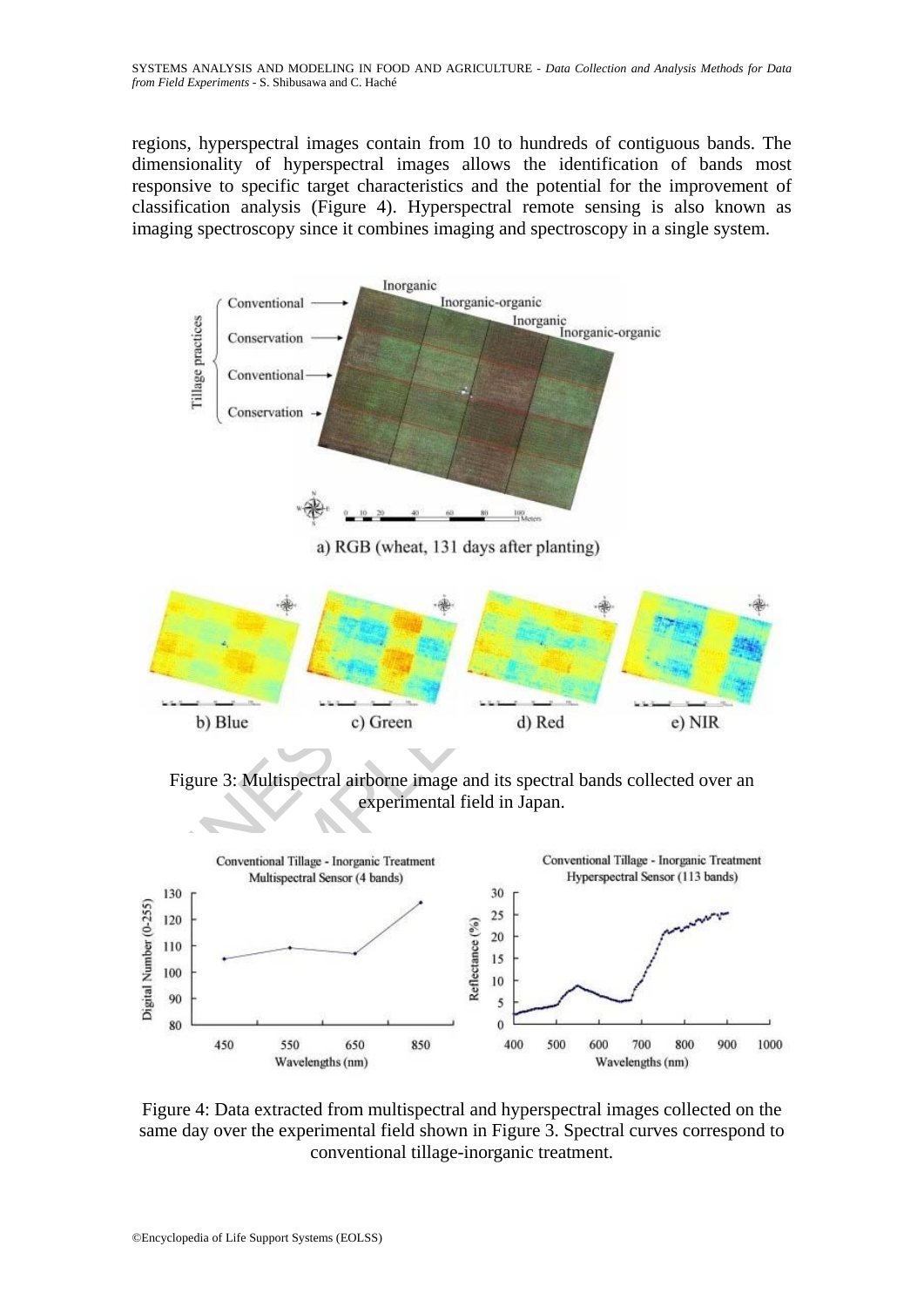regions, hyperspectral images contain from 10 to hundreds of contiguous bands. The dimensionality of hyperspectral images allows the identification of bands most responsive to specific target characteristics and the potential for the improvement of classification analysis (Figure 4). Hyperspectral remote sensing is also known as imaging spectroscopy since it combines imaging and spectroscopy in a single system.

Figure 3: Multispectral airborne image and its spectral bands collected over an experimental field in Japan.

Figure 4: Data extracted from multispectral and hyperspectral images collected on the same day over the experimental field shown in Figure 3. Spectral curves correspond to conventional tillage-inorganic treatment.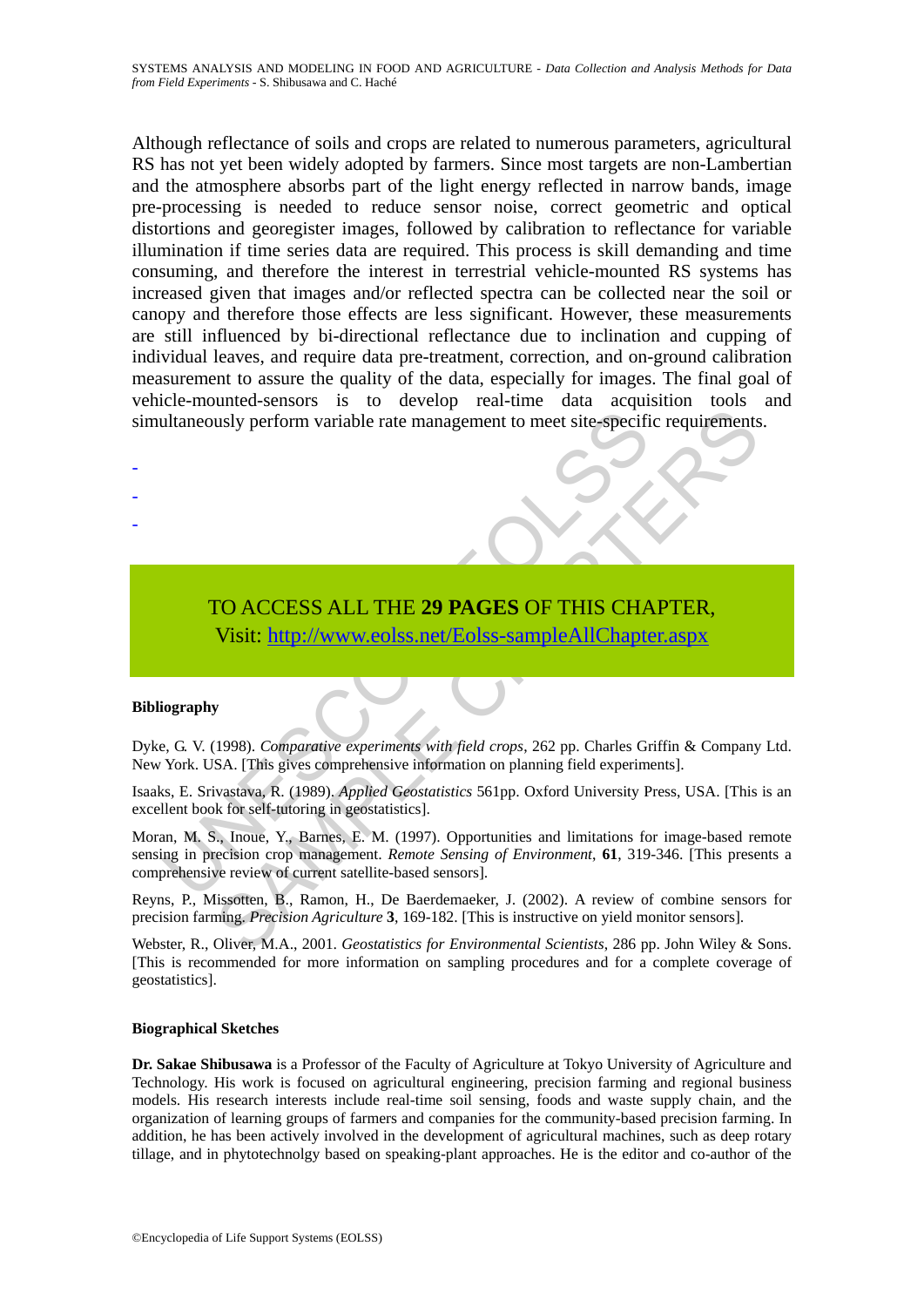Although reflectance of soils and crops are related to numerous parameters, agricultural RS has not yet been widely adopted by farmers. Since most targets are non-Lambertian and the atmosphere absorbs part of the light energy reflected in narrow bands, image pre-processing is needed to reduce sensor noise, correct geometric and optical distortions and georegister images, followed by calibration to reflectance for variable illumination if time series data are required. This process is skill demanding and time consuming, and therefore the interest in terrestrial vehicle-mounted RS systems has increased given that images and/or reflected spectra can be collected near the soil or canopy and therefore those effects are less significant. However, these measurements are still influenced by bi-directional reflectance due to inclination and cupping of individual leaves, and require data pre-treatment, correction, and on-ground calibration measurement to assure the quality of the data, especially for images. The final goal of vehicle-mounted-sensors is to develop real-time data acquisition tools and simultaneously perform variable rate management to meet site-specific requirements.

-
-
-

TO ACCESS ALL THE **29 PAGES** OF THIS CHAPTER,
Visit: http://www.eolss.net/Eolss-sampleAllChapter.aspx

**Bibliography**

Dyke, G. V. (1998). *Comparative experiments with field crops*, 262 pp. Charles Griffin & Company Ltd. New York. USA. [This gives comprehensive information on planning field experiments].

Isaaks, E. Srivastava, R. (1989). *Applied Geostatistics* 561pp. Oxford University Press, USA. [This is an excellent book for self-tutoring in geostatistics].

Moran, M. S., Inoue, Y., Barnes, E. M. (1997). Opportunities and limitations for image-based remote sensing in precision crop management. *Remote Sensing of Environment*, **61**, 319-346. [This presents a comprehensive review of current satellite-based sensors].

Reyns, P., Missotten, B., Ramon, H., De Baerdemaeker, J. (2002). A review of combine sensors for precision farming. *Precision Agriculture* **3**, 169-182. [This is instructive on yield monitor sensors].

Webster, R., Oliver, M.A., 2001. *Geostatistics for Environmental Scientists*, 286 pp. John Wiley & Sons. [This is recommended for more information on sampling procedures and for a complete coverage of geostatistics].

**Biographical Sketches**

**Dr. Sakae Shibusawa** is a Professor of the Faculty of Agriculture at Tokyo University of Agriculture and Technology. His work is focused on agricultural engineering, precision farming and regional business models. His research interests include real-time soil sensing, foods and waste supply chain, and the organization of learning groups of farmers and companies for the community-based precision farming. In addition, he has been actively involved in the development of agricultural machines, such as deep rotary tillage, and in phytotechnolgy based on speaking-plant approaches. He is the editor and co-author of the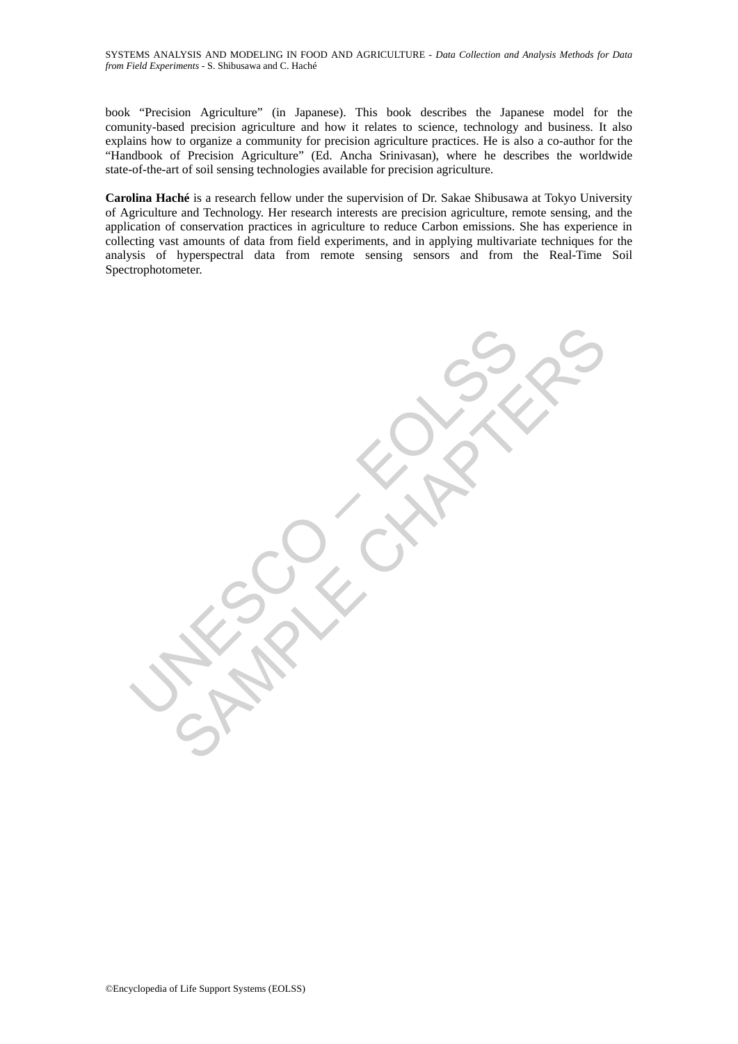book "Precision Agriculture" (in Japanese). This book describes the Japanese model for the comunity-based precision agriculture and how it relates to science, technology and business. It also explains how to organize a community for precision agriculture practices. He is also a co-author for the "Handbook of Precision Agriculture" (Ed. Ancha Srinivasan), where he describes the worldwide state-of-the-art of soil sensing technologies available for precision agriculture.

**Carolina Haché** is a research fellow under the supervision of Dr. Sakae Shibusawa at Tokyo University of Agriculture and Technology. Her research interests are precision agriculture, remote sensing, and the application of conservation practices in agriculture to reduce Carbon emissions. She has experience in collecting vast amounts of data from field experiments, and in applying multivariate techniques for the analysis of hyperspectral data from remote sensing sensors and from the Real-Time Soil Spectrophotometer.